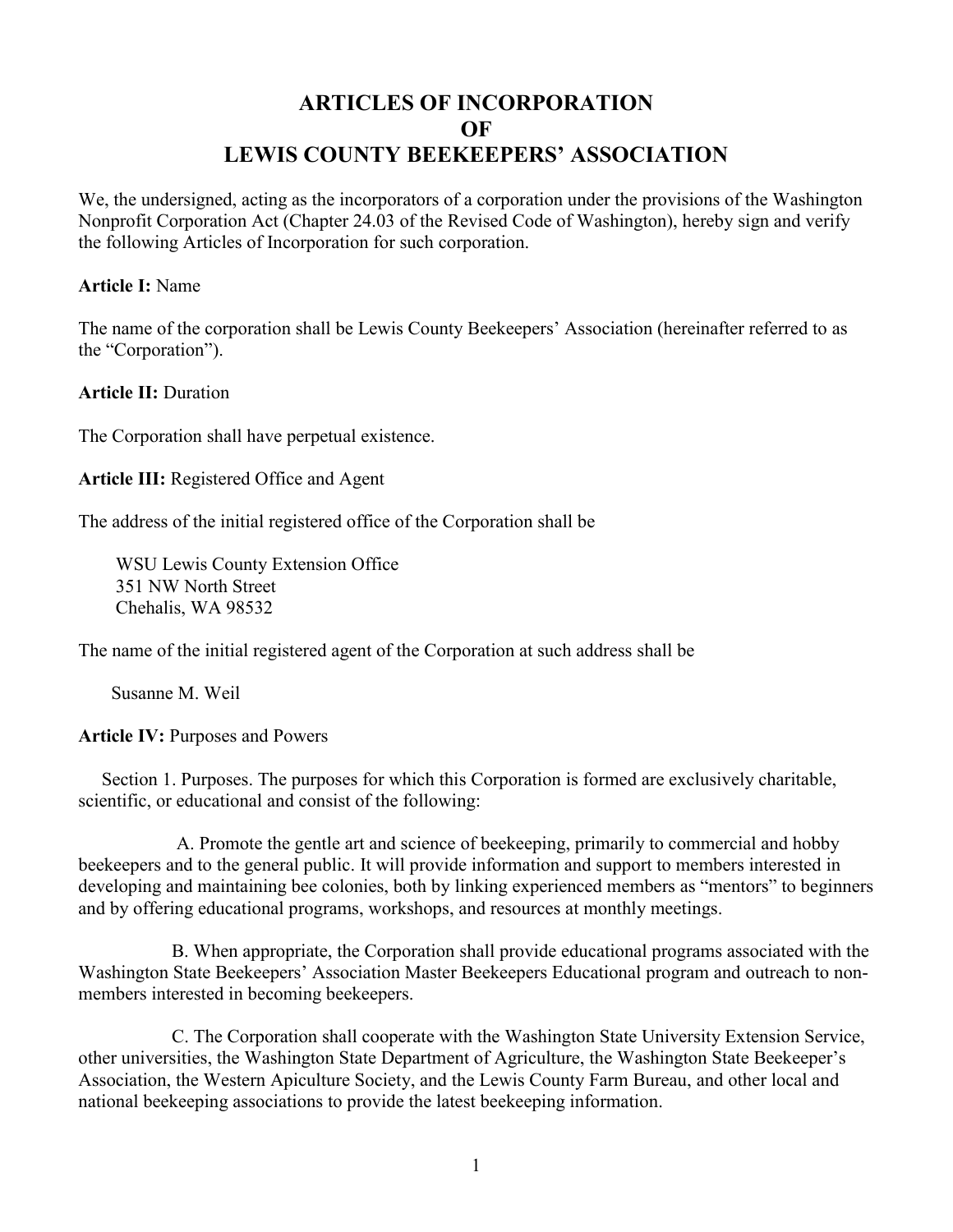# ARTICLES OF INCORPORATION
# OF
# LEWIS COUNTY BEEKEEPERS' ASSOCIATION

We, the undersigned, acting as the incorporators of a corporation under the provisions of the Washington Nonprofit Corporation Act (Chapter 24.03 of the Revised Code of Washington), hereby sign and verify the following Articles of Incorporation for such corporation.

**Article I:** Name

The name of the corporation shall be Lewis County Beekeepers' Association (hereinafter referred to as the "Corporation").

**Article II:** Duration

The Corporation shall have perpetual existence.

**Article III:** Registered Office and Agent

The address of the initial registered office of the Corporation shall be

WSU Lewis County Extension Office
351 NW North Street
Chehalis, WA 98532

The name of the initial registered agent of the Corporation at such address shall be

Susanne M. Weil

**Article IV:** Purposes and Powers

Section 1. Purposes. The purposes for which this Corporation is formed are exclusively charitable, scientific, or educational and consist of the following:

A. Promote the gentle art and science of beekeeping, primarily to commercial and hobby beekeepers and to the general public. It will provide information and support to members interested in developing and maintaining bee colonies, both by linking experienced members as "mentors" to beginners and by offering educational programs, workshops, and resources at monthly meetings.

B. When appropriate, the Corporation shall provide educational programs associated with the Washington State Beekeepers' Association Master Beekeepers Educational program and outreach to non-members interested in becoming beekeepers.

C. The Corporation shall cooperate with the Washington State University Extension Service, other universities, the Washington State Department of Agriculture, the Washington State Beekeeper's Association, the Western Apiculture Society, and the Lewis County Farm Bureau, and other local and national beekeeping associations to provide the latest beekeeping information.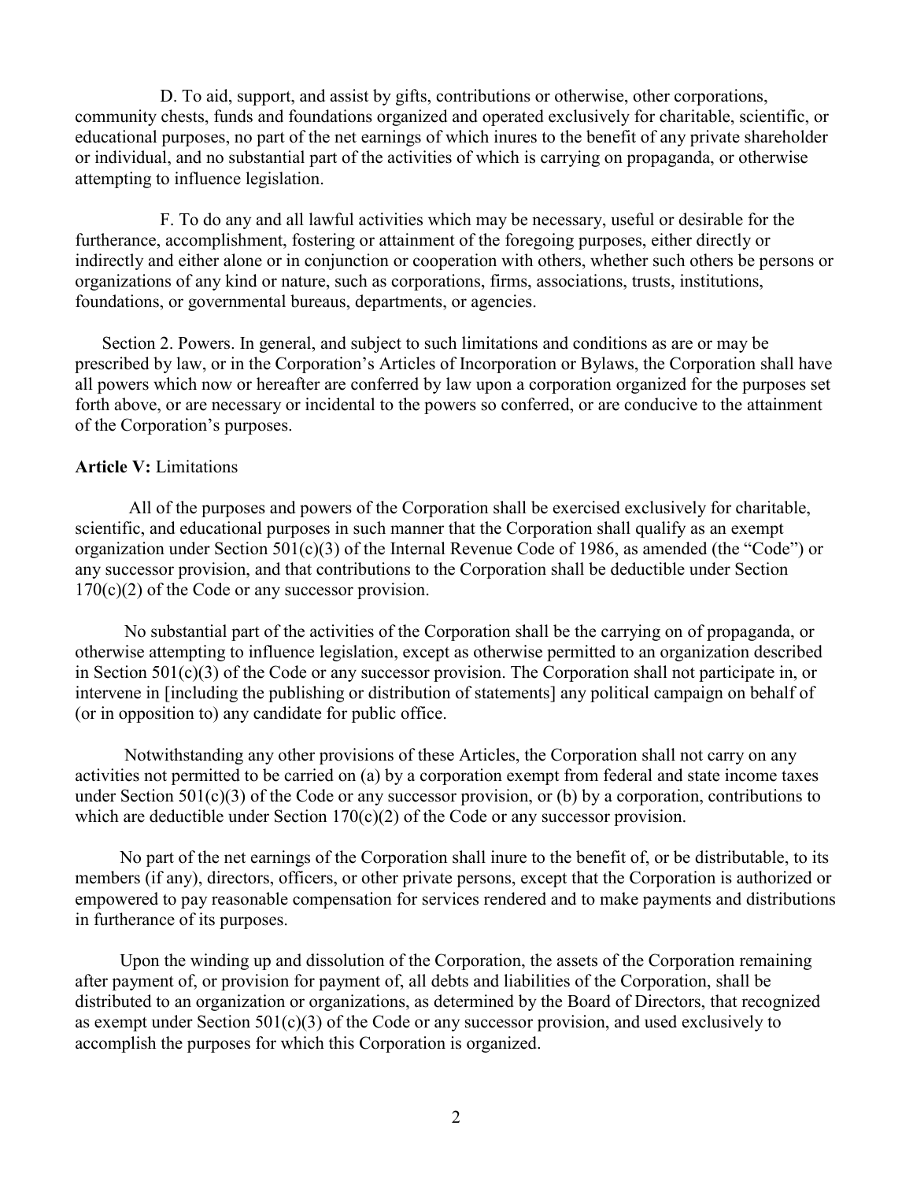D. To aid, support, and assist by gifts, contributions or otherwise, other corporations, community chests, funds and foundations organized and operated exclusively for charitable, scientific, or educational purposes, no part of the net earnings of which inures to the benefit of any private shareholder or individual, and no substantial part of the activities of which is carrying on propaganda, or otherwise attempting to influence legislation.

F. To do any and all lawful activities which may be necessary, useful or desirable for the furtherance, accomplishment, fostering or attainment of the foregoing purposes, either directly or indirectly and either alone or in conjunction or cooperation with others, whether such others be persons or organizations of any kind or nature, such as corporations, firms, associations, trusts, institutions, foundations, or governmental bureaus, departments, or agencies.

Section 2. Powers. In general, and subject to such limitations and conditions as are or may be prescribed by law, or in the Corporation's Articles of Incorporation or Bylaws, the Corporation shall have all powers which now or hereafter are conferred by law upon a corporation organized for the purposes set forth above, or are necessary or incidental to the powers so conferred, or are conducive to the attainment of the Corporation's purposes.

**Article V:** Limitations

All of the purposes and powers of the Corporation shall be exercised exclusively for charitable, scientific, and educational purposes in such manner that the Corporation shall qualify as an exempt organization under Section 501(c)(3) of the Internal Revenue Code of 1986, as amended (the "Code") or any successor provision, and that contributions to the Corporation shall be deductible under Section 170(c)(2) of the Code or any successor provision.

No substantial part of the activities of the Corporation shall be the carrying on of propaganda, or otherwise attempting to influence legislation, except as otherwise permitted to an organization described in Section 501(c)(3) of the Code or any successor provision. The Corporation shall not participate in, or intervene in [including the publishing or distribution of statements] any political campaign on behalf of (or in opposition to) any candidate for public office.

Notwithstanding any other provisions of these Articles, the Corporation shall not carry on any activities not permitted to be carried on (a) by a corporation exempt from federal and state income taxes under Section 501(c)(3) of the Code or any successor provision, or (b) by a corporation, contributions to which are deductible under Section 170(c)(2) of the Code or any successor provision.

No part of the net earnings of the Corporation shall inure to the benefit of, or be distributable, to its members (if any), directors, officers, or other private persons, except that the Corporation is authorized or empowered to pay reasonable compensation for services rendered and to make payments and distributions in furtherance of its purposes.

Upon the winding up and dissolution of the Corporation, the assets of the Corporation remaining after payment of, or provision for payment of, all debts and liabilities of the Corporation, shall be distributed to an organization or organizations, as determined by the Board of Directors, that recognized as exempt under Section 501(c)(3) of the Code or any successor provision, and used exclusively to accomplish the purposes for which this Corporation is organized.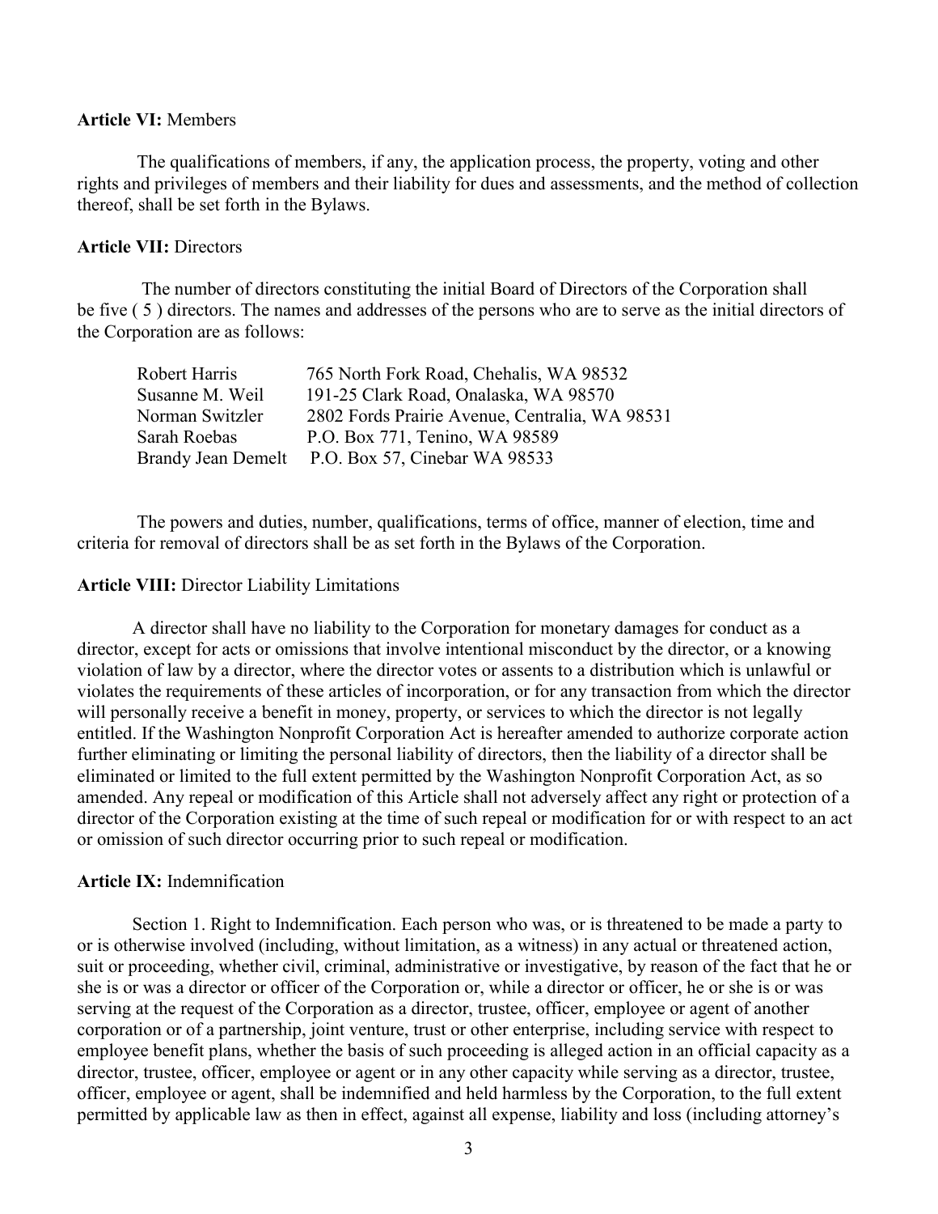**Article VI:** Members

The qualifications of members, if any, the application process, the property, voting and other rights and privileges of members and their liability for dues and assessments, and the method of collection thereof, shall be set forth in the Bylaws.

**Article VII:** Directors

The number of directors constituting the initial Board of Directors of the Corporation shall be five ( 5 ) directors. The names and addresses of the persons who are to serve as the initial directors of the Corporation are as follows:

| | |
|---|---|
| Robert Harris | 765 North Fork Road, Chehalis, WA 98532 |
| Susanne M. Weil | 191-25 Clark Road, Onalaska, WA 98570 |
| Norman Switzler | 2802 Fords Prairie Avenue, Centralia, WA 98531 |
| Sarah Roebas | P.O. Box 771, Tenino, WA 98589 |
| Brandy Jean Demelt | P.O. Box 57, Cinebar WA 98533 |

The powers and duties, number, qualifications, terms of office, manner of election, time and criteria for removal of directors shall be as set forth in the Bylaws of the Corporation.

**Article VIII:** Director Liability Limitations

A director shall have no liability to the Corporation for monetary damages for conduct as a director, except for acts or omissions that involve intentional misconduct by the director, or a knowing violation of law by a director, where the director votes or assents to a distribution which is unlawful or violates the requirements of these articles of incorporation, or for any transaction from which the director will personally receive a benefit in money, property, or services to which the director is not legally entitled. If the Washington Nonprofit Corporation Act is hereafter amended to authorize corporate action further eliminating or limiting the personal liability of directors, then the liability of a director shall be eliminated or limited to the full extent permitted by the Washington Nonprofit Corporation Act, as so amended. Any repeal or modification of this Article shall not adversely affect any right or protection of a director of the Corporation existing at the time of such repeal or modification for or with respect to an act or omission of such director occurring prior to such repeal or modification.

**Article IX:** Indemnification

Section 1. Right to Indemnification. Each person who was, or is threatened to be made a party to or is otherwise involved (including, without limitation, as a witness) in any actual or threatened action, suit or proceeding, whether civil, criminal, administrative or investigative, by reason of the fact that he or she is or was a director or officer of the Corporation or, while a director or officer, he or she is or was serving at the request of the Corporation as a director, trustee, officer, employee or agent of another corporation or of a partnership, joint venture, trust or other enterprise, including service with respect to employee benefit plans, whether the basis of such proceeding is alleged action in an official capacity as a director, trustee, officer, employee or agent or in any other capacity while serving as a director, trustee, officer, employee or agent, shall be indemnified and held harmless by the Corporation, to the full extent permitted by applicable law as then in effect, against all expense, liability and loss (including attorney's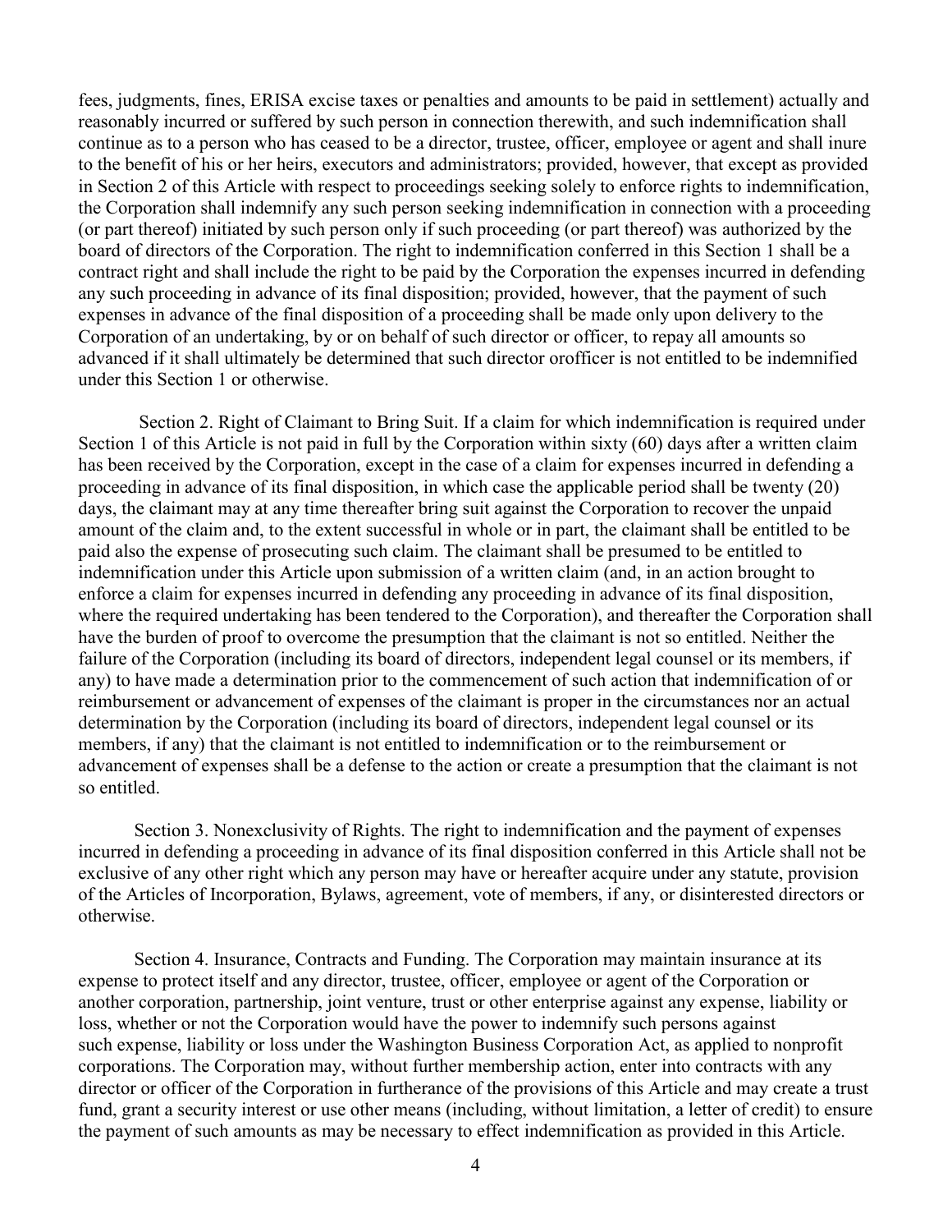fees, judgments, fines, ERISA excise taxes or penalties and amounts to be paid in settlement) actually and reasonably incurred or suffered by such person in connection therewith, and such indemnification shall continue as to a person who has ceased to be a director, trustee, officer, employee or agent and shall inure to the benefit of his or her heirs, executors and administrators; provided, however, that except as provided in Section 2 of this Article with respect to proceedings seeking solely to enforce rights to indemnification, the Corporation shall indemnify any such person seeking indemnification in connection with a proceeding (or part thereof) initiated by such person only if such proceeding (or part thereof) was authorized by the board of directors of the Corporation. The right to indemnification conferred in this Section 1 shall be a contract right and shall include the right to be paid by the Corporation the expenses incurred in defending any such proceeding in advance of its final disposition; provided, however, that the payment of such expenses in advance of the final disposition of a proceeding shall be made only upon delivery to the Corporation of an undertaking, by or on behalf of such director or officer, to repay all amounts so advanced if it shall ultimately be determined that such director orofficer is not entitled to be indemnified under this Section 1 or otherwise.

Section 2. Right of Claimant to Bring Suit. If a claim for which indemnification is required under Section 1 of this Article is not paid in full by the Corporation within sixty (60) days after a written claim has been received by the Corporation, except in the case of a claim for expenses incurred in defending a proceeding in advance of its final disposition, in which case the applicable period shall be twenty (20) days, the claimant may at any time thereafter bring suit against the Corporation to recover the unpaid amount of the claim and, to the extent successful in whole or in part, the claimant shall be entitled to be paid also the expense of prosecuting such claim. The claimant shall be presumed to be entitled to indemnification under this Article upon submission of a written claim (and, in an action brought to enforce a claim for expenses incurred in defending any proceeding in advance of its final disposition, where the required undertaking has been tendered to the Corporation), and thereafter the Corporation shall have the burden of proof to overcome the presumption that the claimant is not so entitled. Neither the failure of the Corporation (including its board of directors, independent legal counsel or its members, if any) to have made a determination prior to the commencement of such action that indemnification of or reimbursement or advancement of expenses of the claimant is proper in the circumstances nor an actual determination by the Corporation (including its board of directors, independent legal counsel or its members, if any) that the claimant is not entitled to indemnification or to the reimbursement or advancement of expenses shall be a defense to the action or create a presumption that the claimant is not so entitled.

Section 3. Nonexclusivity of Rights. The right to indemnification and the payment of expenses incurred in defending a proceeding in advance of its final disposition conferred in this Article shall not be exclusive of any other right which any person may have or hereafter acquire under any statute, provision of the Articles of Incorporation, Bylaws, agreement, vote of members, if any, or disinterested directors or otherwise.

Section 4. Insurance, Contracts and Funding. The Corporation may maintain insurance at its expense to protect itself and any director, trustee, officer, employee or agent of the Corporation or another corporation, partnership, joint venture, trust or other enterprise against any expense, liability or loss, whether or not the Corporation would have the power to indemnify such persons against such expense, liability or loss under the Washington Business Corporation Act, as applied to nonprofit corporations. The Corporation may, without further membership action, enter into contracts with any director or officer of the Corporation in furtherance of the provisions of this Article and may create a trust fund, grant a security interest or use other means (including, without limitation, a letter of credit) to ensure the payment of such amounts as may be necessary to effect indemnification as provided in this Article.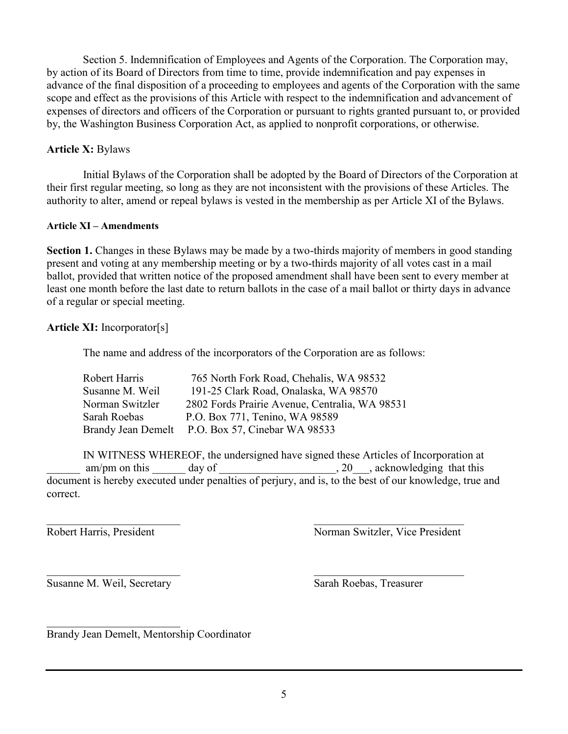Section 5. Indemnification of Employees and Agents of the Corporation. The Corporation may, by action of its Board of Directors from time to time, provide indemnification and pay expenses in advance of the final disposition of a proceeding to employees and agents of the Corporation with the same scope and effect as the provisions of this Article with respect to the indemnification and advancement of expenses of directors and officers of the Corporation or pursuant to rights granted pursuant to, or provided by, the Washington Business Corporation Act, as applied to nonprofit corporations, or otherwise.

**Article X:** Bylaws

Initial Bylaws of the Corporation shall be adopted by the Board of Directors of the Corporation at their first regular meeting, so long as they are not inconsistent with the provisions of these Articles. The authority to alter, amend or repeal bylaws is vested in the membership as per Article XI of the Bylaws.

**Article XI – Amendments**

**Section 1.** Changes in these Bylaws may be made by a two-thirds majority of members in good standing present and voting at any membership meeting or by a two-thirds majority of all votes cast in a mail ballot, provided that written notice of the proposed amendment shall have been sent to every member at least one month before the last date to return ballots in the case of a mail ballot or thirty days in advance of a regular or special meeting.

**Article XI:** Incorporator[s]

The name and address of the incorporators of the Corporation are as follows:

| | |
|---|---|
| Robert Harris | 765 North Fork Road, Chehalis, WA 98532 |
| Susanne M. Weil | 191-25 Clark Road, Onalaska, WA 98570 |
| Norman Switzler | 2802 Fords Prairie Avenue, Centralia, WA 98531 |
| Sarah Roebas | P.O. Box 771, Tenino, WA 98589 |
| Brandy Jean Demelt | P.O. Box 57, Cinebar WA 98533 |

IN WITNESS WHEREOF, the undersigned have signed these Articles of Incorporation at ______ am/pm on this ______ day of _____________________, 20___, acknowledging that this document is hereby executed under penalties of perjury, and is, to the best of our knowledge, true and correct.

_________________________
Robert Harris, President

_________________________
Norman Switzler, Vice President

_________________________
Susanne M. Weil, Secretary

_________________________
Sarah Roebas, Treasurer

_________________________
Brandy Jean Demelt, Mentorship Coordinator